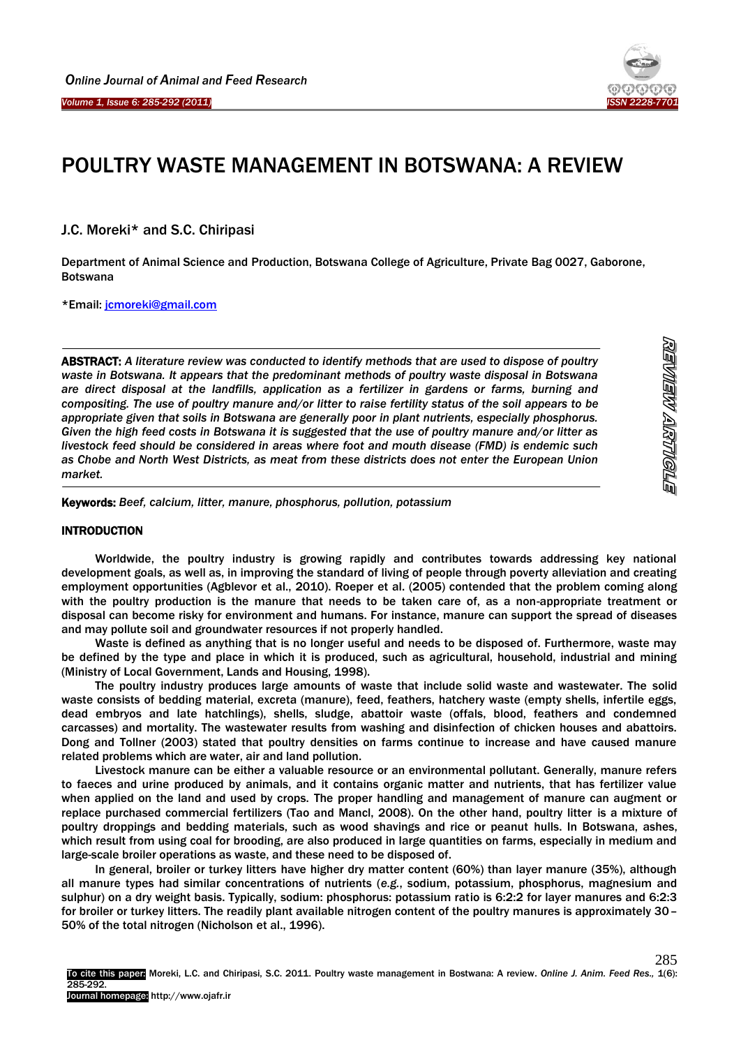# POULTRY WASTE MANAGEMENT IN BOTSWANA: A REVIEW

J.C. Moreki* and S.C. Chiripasi

Department of Animal Science and Production, Botswana College of Agriculture, Private Bag 0027, Gaborone, Botswana

*Email: jcmoreki@gmail.com

**ABSTRACT:** *A literature review was conducted to identify methods that are used to dispose of poultry waste in Botswana. It appears that the predominant methods of poultry waste disposal in Botswana are direct disposal at the landfills, application as a fertilizer in gardens or farms, burning and compositing. The use of poultry manure and/or litter to raise fertility status of the soil appears to be appropriate given that soils in Botswana are generally poor in plant nutrients, especially phosphorus. Given the high feed costs in Botswana it is suggested that the use of poultry manure and/or litter as livestock feed should be considered in areas where foot and mouth disease (FMD) is endemic such as Chobe and North West Districts, as meat from these districts does not enter the European Union market.*

**Keywords:** *Beef, calcium, litter, manure, phosphorus, pollution, potassium*

REVIEW ARTICLE

## INTRODUCTION

Worldwide, the poultry industry is growing rapidly and contributes towards addressing key national development goals, as well as, in improving the standard of living of people through poverty alleviation and creating employment opportunities (Agblevor et al., 2010). Roeper et al. (2005) contended that the problem coming along with the poultry production is the manure that needs to be taken care of, as a non-appropriate treatment or disposal can become risky for environment and humans. For instance, manure can support the spread of diseases and may pollute soil and groundwater resources if not properly handled.

Waste is defined as anything that is no longer useful and needs to be disposed of. Furthermore, waste may be defined by the type and place in which it is produced, such as agricultural, household, industrial and mining (Ministry of Local Government, Lands and Housing, 1998).

The poultry industry produces large amounts of waste that include solid waste and wastewater. The solid waste consists of bedding material, excreta (manure), feed, feathers, hatchery waste (empty shells, infertile eggs, dead embryos and late hatchlings), shells, sludge, abattoir waste (offals, blood, feathers and condemned carcasses) and mortality. The wastewater results from washing and disinfection of chicken houses and abattoirs. Dong and Tollner (2003) stated that poultry densities on farms continue to increase and have caused manure related problems which are water, air and land pollution.

Livestock manure can be either a valuable resource or an environmental pollutant. Generally, manure refers to faeces and urine produced by animals, and it contains organic matter and nutrients, that has fertilizer value when applied on the land and used by crops. The proper handling and management of manure can augment or replace purchased commercial fertilizers (Tao and Mancl, 2008). On the other hand, poultry litter is a mixture of poultry droppings and bedding materials, such as wood shavings and rice or peanut hulls. In Botswana, ashes, which result from using coal for brooding, are also produced in large quantities on farms, especially in medium and large-scale broiler operations as waste, and these need to be disposed of.

In general, broiler or turkey litters have higher dry matter content (60%) than layer manure (35%), although all manure types had similar concentrations of nutrients (*e.g.*, sodium, potassium, phosphorus, magnesium and sulphur) on a dry weight basis. Typically, sodium: phosphorus: potassium ratio is 6:2:2 for layer manures and 6:2:3 for broiler or turkey litters. The readily plant available nitrogen content of the poultry manures is approximately 30 – 50% of the total nitrogen (Nicholson et al., 1996).

To cite this paper: Moreki, L.C. and Chiripasi, S.C. 2011. Poultry waste management in Bostwana: A review. *Online J. Anim. Feed Res.,* 1(6): 285-292.
Journal homepage: http://www.ojafr.ir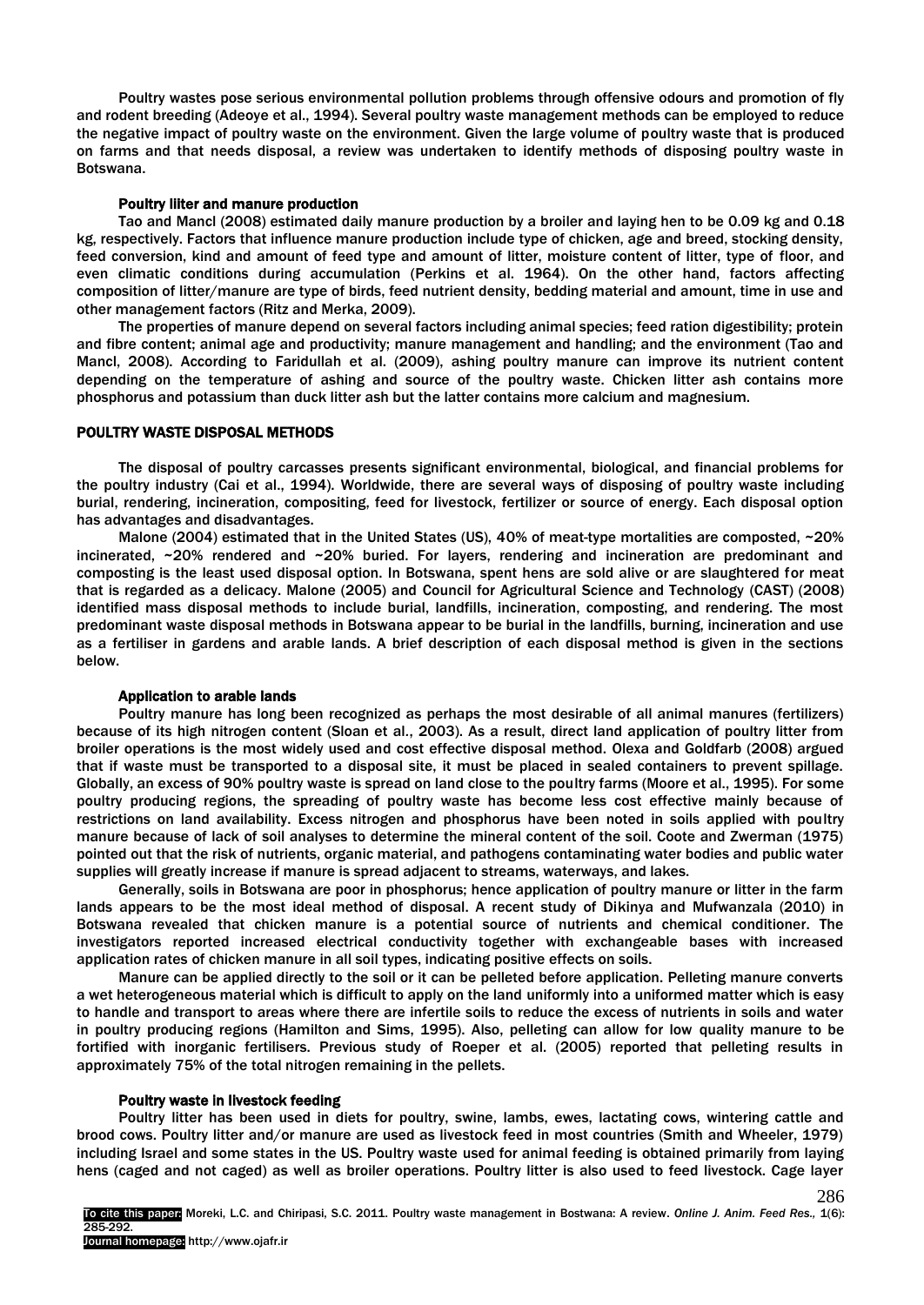Poultry wastes pose serious environmental pollution problems through offensive odours and promotion of fly and rodent breeding (Adeoye et al., 1994). Several poultry waste management methods can be employed to reduce the negative impact of poultry waste on the environment. Given the large volume of poultry waste that is produced on farms and that needs disposal, a review was undertaken to identify methods of disposing poultry waste in Botswana.

### Poultry liter and manure production

Tao and Mancl (2008) estimated daily manure production by a broiler and laying hen to be 0.09 kg and 0.18 kg, respectively. Factors that influence manure production include type of chicken, age and breed, stocking density, feed conversion, kind and amount of feed type and amount of litter, moisture content of litter, type of floor, and even climatic conditions during accumulation (Perkins et al. 1964). On the other hand, factors affecting composition of litter/manure are type of birds, feed nutrient density, bedding material and amount, time in use and other management factors (Ritz and Merka, 2009).

The properties of manure depend on several factors including animal species; feed ration digestibility; protein and fibre content; animal age and productivity; manure management and handling; and the environment (Tao and Mancl, 2008). According to Faridullah et al. (2009), ashing poultry manure can improve its nutrient content depending on the temperature of ashing and source of the poultry waste. Chicken litter ash contains more phosphorus and potassium than duck litter ash but the latter contains more calcium and magnesium.

## POULTRY WASTE DISPOSAL METHODS

The disposal of poultry carcasses presents significant environmental, biological, and financial problems for the poultry industry (Cai et al., 1994). Worldwide, there are several ways of disposing of poultry waste including burial, rendering, incineration, compositing, feed for livestock, fertilizer or source of energy. Each disposal option has advantages and disadvantages.

Malone (2004) estimated that in the United States (US), 40% of meat-type mortalities are composted, ~20% incinerated, ~20% rendered and ~20% buried. For layers, rendering and incineration are predominant and composting is the least used disposal option. In Botswana, spent hens are sold alive or are slaughtered for meat that is regarded as a delicacy. Malone (2005) and Council for Agricultural Science and Technology (CAST) (2008) identified mass disposal methods to include burial, landfills, incineration, composting, and rendering. The most predominant waste disposal methods in Botswana appear to be burial in the landfills, burning, incineration and use as a fertiliser in gardens and arable lands. A brief description of each disposal method is given in the sections below.

### Application to arable lands

Poultry manure has long been recognized as perhaps the most desirable of all animal manures (fertilizers) because of its high nitrogen content (Sloan et al., 2003). As a result, direct land application of poultry litter from broiler operations is the most widely used and cost effective disposal method. Olexa and Goldfarb (2008) argued that if waste must be transported to a disposal site, it must be placed in sealed containers to prevent spillage. Globally, an excess of 90% poultry waste is spread on land close to the poultry farms (Moore et al., 1995). For some poultry producing regions, the spreading of poultry waste has become less cost effective mainly because of restrictions on land availability. Excess nitrogen and phosphorus have been noted in soils applied with poultry manure because of lack of soil analyses to determine the mineral content of the soil. Coote and Zwerman (1975) pointed out that the risk of nutrients, organic material, and pathogens contaminating water bodies and public water supplies will greatly increase if manure is spread adjacent to streams, waterways, and lakes.

Generally, soils in Botswana are poor in phosphorus; hence application of poultry manure or litter in the farm lands appears to be the most ideal method of disposal. A recent study of Dikinya and Mufwanzala (2010) in Botswana revealed that chicken manure is a potential source of nutrients and chemical conditioner. The investigators reported increased electrical conductivity together with exchangeable bases with increased application rates of chicken manure in all soil types, indicating positive effects on soils.

Manure can be applied directly to the soil or it can be pelleted before application. Pelleting manure converts a wet heterogeneous material which is difficult to apply on the land uniformly into a uniformed matter which is easy to handle and transport to areas where there are infertile soils to reduce the excess of nutrients in soils and water in poultry producing regions (Hamilton and Sims, 1995). Also, pelleting can allow for low quality manure to be fortified with inorganic fertilisers. Previous study of Roeper et al. (2005) reported that pelleting results in approximately 75% of the total nitrogen remaining in the pellets.

### Poultry waste in livestock feeding

Poultry litter has been used in diets for poultry, swine, lambs, ewes, lactating cows, wintering cattle and brood cows. Poultry litter and/or manure are used as livestock feed in most countries (Smith and Wheeler, 1979) including Israel and some states in the US. Poultry waste used for animal feeding is obtained primarily from laying hens (caged and not caged) as well as broiler operations. Poultry litter is also used to feed livestock. Cage layer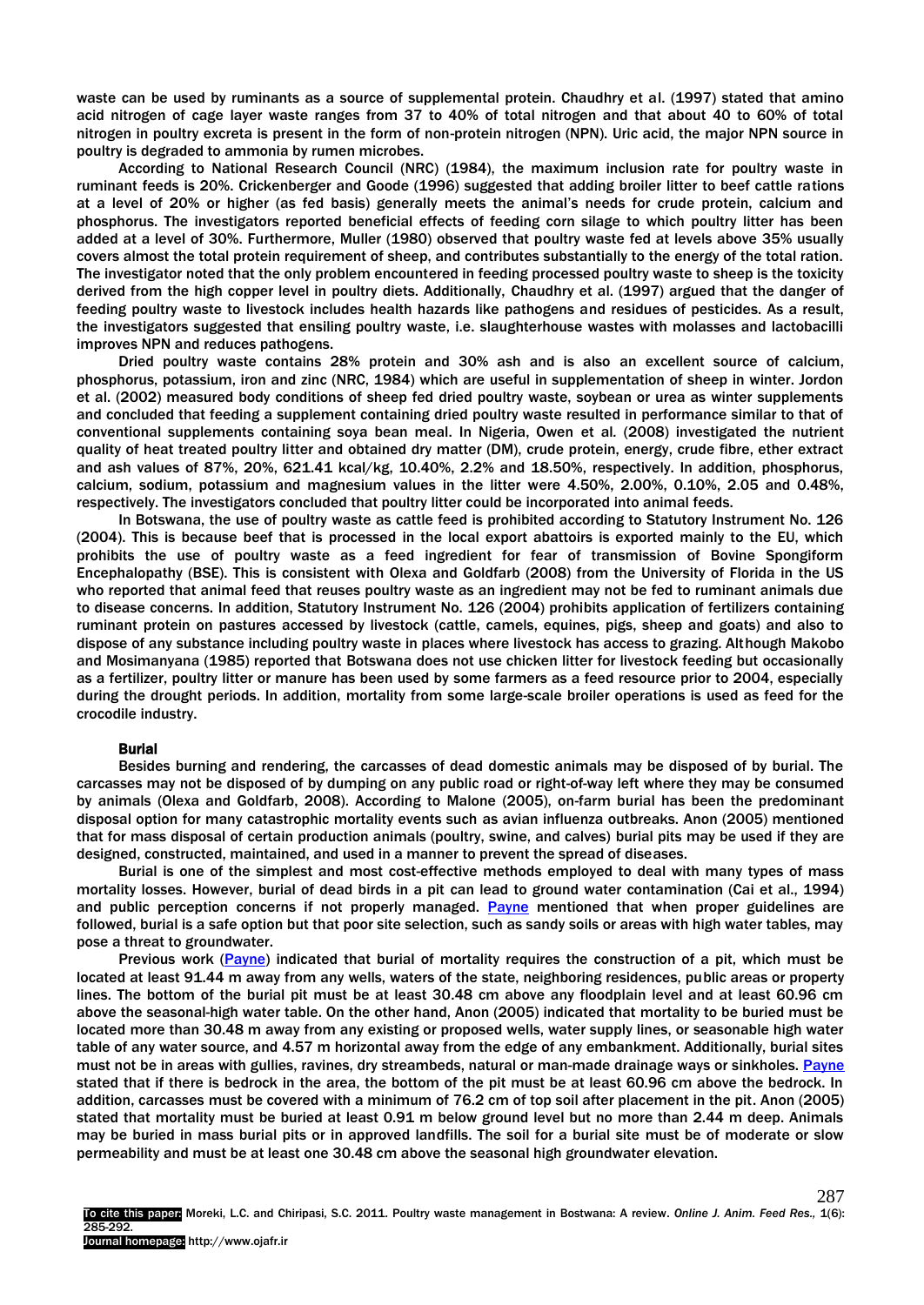waste can be used by ruminants as a source of supplemental protein. Chaudhry et al. (1997) stated that amino acid nitrogen of cage layer waste ranges from 37 to 40% of total nitrogen and that about 40 to 60% of total nitrogen in poultry excreta is present in the form of non-protein nitrogen (NPN). Uric acid, the major NPN source in poultry is degraded to ammonia by rumen microbes.

According to National Research Council (NRC) (1984), the maximum inclusion rate for poultry waste in ruminant feeds is 20%. Crickenberger and Goode (1996) suggested that adding broiler litter to beef cattle rations at a level of 20% or higher (as fed basis) generally meets the animal's needs for crude protein, calcium and phosphorus. The investigators reported beneficial effects of feeding corn silage to which poultry litter has been added at a level of 30%. Furthermore, Muller (1980) observed that poultry waste fed at levels above 35% usually covers almost the total protein requirement of sheep, and contributes substantially to the energy of the total ration. The investigator noted that the only problem encountered in feeding processed poultry waste to sheep is the toxicity derived from the high copper level in poultry diets. Additionally, Chaudhry et al. (1997) argued that the danger of feeding poultry waste to livestock includes health hazards like pathogens and residues of pesticides. As a result, the investigators suggested that ensiling poultry waste, i.e. slaughterhouse wastes with molasses and lactobacilli improves NPN and reduces pathogens.

Dried poultry waste contains 28% protein and 30% ash and is also an excellent source of calcium, phosphorus, potassium, iron and zinc (NRC, 1984) which are useful in supplementation of sheep in winter. Jordon et al. (2002) measured body conditions of sheep fed dried poultry waste, soybean or urea as winter supplements and concluded that feeding a supplement containing dried poultry waste resulted in performance similar to that of conventional supplements containing soya bean meal. In Nigeria, Owen et al. (2008) investigated the nutrient quality of heat treated poultry litter and obtained dry matter (DM), crude protein, energy, crude fibre, ether extract and ash values of 87%, 20%, 621.41 kcal/kg, 10.40%, 2.2% and 18.50%, respectively. In addition, phosphorus, calcium, sodium, potassium and magnesium values in the litter were 4.50%, 2.00%, 0.10%, 2.05 and 0.48%, respectively. The investigators concluded that poultry litter could be incorporated into animal feeds.

In Botswana, the use of poultry waste as cattle feed is prohibited according to Statutory Instrument No. 126 (2004). This is because beef that is processed in the local export abattoirs is exported mainly to the EU, which prohibits the use of poultry waste as a feed ingredient for fear of transmission of Bovine Spongiform Encephalopathy (BSE). This is consistent with Olexa and Goldfarb (2008) from the University of Florida in the US who reported that animal feed that reuses poultry waste as an ingredient may not be fed to ruminant animals due to disease concerns. In addition, Statutory Instrument No. 126 (2004) prohibits application of fertilizers containing ruminant protein on pastures accessed by livestock (cattle, camels, equines, pigs, sheep and goats) and also to dispose of any substance including poultry waste in places where livestock has access to grazing. Although Makobo and Mosimanyana (1985) reported that Botswana does not use chicken litter for livestock feeding but occasionally as a fertilizer, poultry litter or manure has been used by some farmers as a feed resource prior to 2004, especially during the drought periods. In addition, mortality from some large-scale broiler operations is used as feed for the crocodile industry.

### Burial

Besides burning and rendering, the carcasses of dead domestic animals may be disposed of by burial. The carcasses may not be disposed of by dumping on any public road or right-of-way left where they may be consumed by animals (Olexa and Goldfarb, 2008). According to Malone (2005), on-farm burial has been the predominant disposal option for many catastrophic mortality events such as avian influenza outbreaks. Anon (2005) mentioned that for mass disposal of certain production animals (poultry, swine, and calves) burial pits may be used if they are designed, constructed, maintained, and used in a manner to prevent the spread of diseases.

Burial is one of the simplest and most cost-effective methods employed to deal with many types of mass mortality losses. However, burial of dead birds in a pit can lead to ground water contamination (Cai et al., 1994) and public perception concerns if not properly managed. Payne mentioned that when proper guidelines are followed, burial is a safe option but that poor site selection, such as sandy soils or areas with high water tables, may pose a threat to groundwater.

Previous work (Payne) indicated that burial of mortality requires the construction of a pit, which must be located at least 91.44 m away from any wells, waters of the state, neighboring residences, public areas or property lines. The bottom of the burial pit must be at least 30.48 cm above any floodplain level and at least 60.96 cm above the seasonal-high water table. On the other hand, Anon (2005) indicated that mortality to be buried must be located more than 30.48 m away from any existing or proposed wells, water supply lines, or seasonable high water table of any water source, and 4.57 m horizontal away from the edge of any embankment. Additionally, burial sites must not be in areas with gullies, ravines, dry streambeds, natural or man-made drainage ways or sinkholes. Payne stated that if there is bedrock in the area, the bottom of the pit must be at least 60.96 cm above the bedrock. In addition, carcasses must be covered with a minimum of 76.2 cm of top soil after placement in the pit. Anon (2005) stated that mortality must be buried at least 0.91 m below ground level but no more than 2.44 m deep. Animals may be buried in mass burial pits or in approved landfills. The soil for a burial site must be of moderate or slow permeability and must be at least one 30.48 cm above the seasonal high groundwater elevation.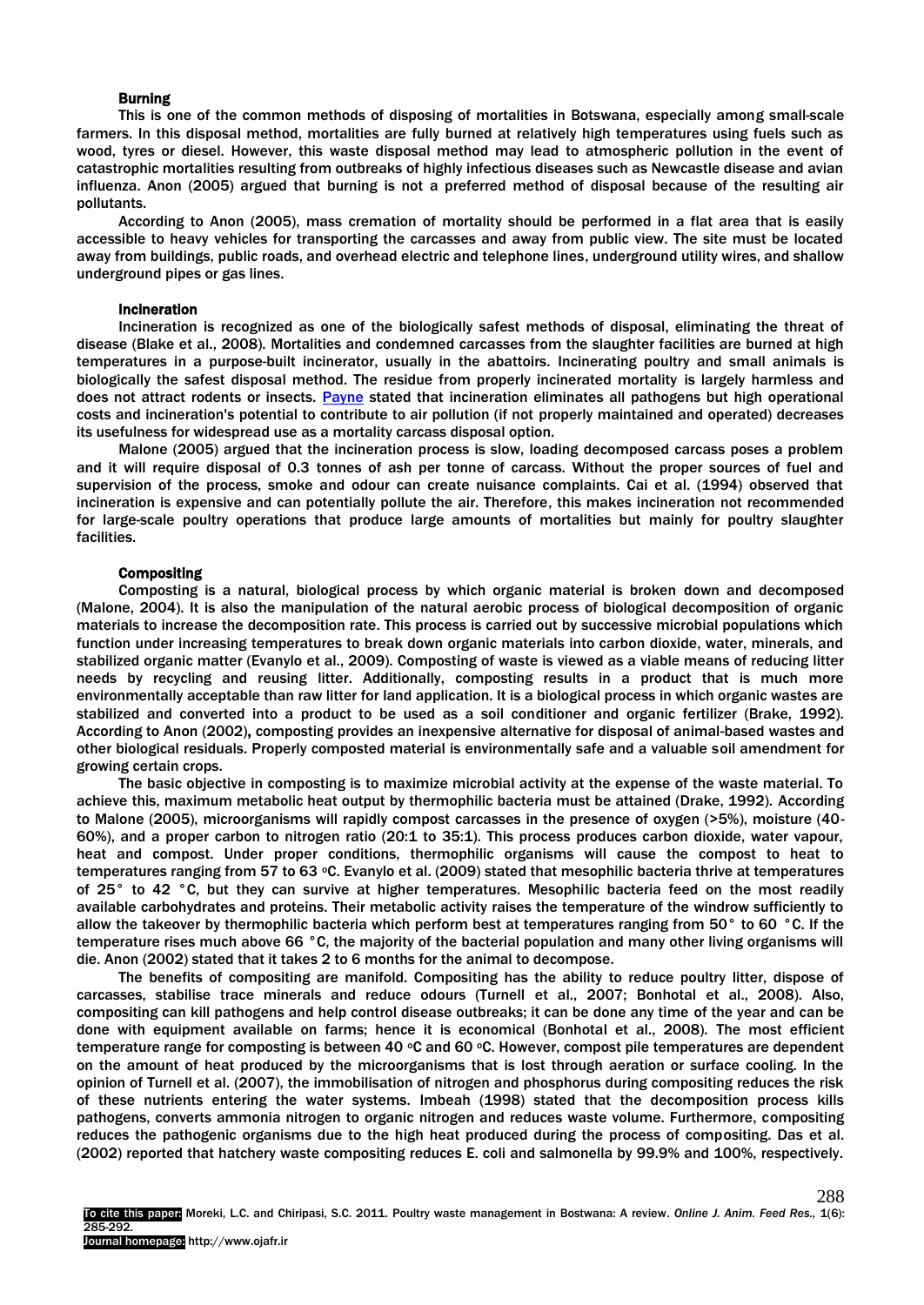### Burning

This is one of the common methods of disposing of mortalities in Botswana, especially among small-scale farmers. In this disposal method, mortalities are fully burned at relatively high temperatures using fuels such as wood, tyres or diesel. However, this waste disposal method may lead to atmospheric pollution in the event of catastrophic mortalities resulting from outbreaks of highly infectious diseases such as Newcastle disease and avian influenza. Anon (2005) argued that burning is not a preferred method of disposal because of the resulting air pollutants.

According to Anon (2005), mass cremation of mortality should be performed in a flat area that is easily accessible to heavy vehicles for transporting the carcasses and away from public view. The site must be located away from buildings, public roads, and overhead electric and telephone lines, underground utility wires, and shallow underground pipes or gas lines.

### Incineration

Incineration is recognized as one of the biologically safest methods of disposal, eliminating the threat of disease (Blake et al., 2008). Mortalities and condemned carcasses from the slaughter facilities are burned at high temperatures in a purpose-built incinerator, usually in the abattoirs. Incinerating poultry and small animals is biologically the safest disposal method. The residue from properly incinerated mortality is largely harmless and does not attract rodents or insects. Payne stated that incineration eliminates all pathogens but high operational costs and incineration's potential to contribute to air pollution (if not properly maintained and operated) decreases its usefulness for widespread use as a mortality carcass disposal option.

Malone (2005) argued that the incineration process is slow, loading decomposed carcass poses a problem and it will require disposal of 0.3 tonnes of ash per tonne of carcass. Without the proper sources of fuel and supervision of the process, smoke and odour can create nuisance complaints. Cai et al. (1994) observed that incineration is expensive and can potentially pollute the air. Therefore, this makes incineration not recommended for large-scale poultry operations that produce large amounts of mortalities but mainly for poultry slaughter facilities.

### Compositing

Composting is a natural, biological process by which organic material is broken down and decomposed (Malone, 2004). It is also the manipulation of the natural aerobic process of biological decomposition of organic materials to increase the decomposition rate. This process is carried out by successive microbial populations which function under increasing temperatures to break down organic materials into carbon dioxide, water, minerals, and stabilized organic matter (Evanylo et al., 2009). Composting of waste is viewed as a viable means of reducing litter needs by recycling and reusing litter. Additionally, composting results in a product that is much more environmentally acceptable than raw litter for land application. It is a biological process in which organic wastes are stabilized and converted into a product to be used as a soil conditioner and organic fertilizer (Brake, 1992). According to Anon (2002), composting provides an inexpensive alternative for disposal of animal-based wastes and other biological residuals. Properly composted material is environmentally safe and a valuable soil amendment for growing certain crops.

The basic objective in composting is to maximize microbial activity at the expense of the waste material. To achieve this, maximum metabolic heat output by thermophilic bacteria must be attained (Drake, 1992). According to Malone (2005), microorganisms will rapidly compost carcasses in the presence of oxygen (>5%), moisture (40-60%), and a proper carbon to nitrogen ratio (20:1 to 35:1). This process produces carbon dioxide, water vapour, heat and compost. Under proper conditions, thermophilic organisms will cause the compost to heat to temperatures ranging from 57 to 63 °C. Evanylo et al. (2009) stated that mesophilic bacteria thrive at temperatures of 25° to 42 °C, but they can survive at higher temperatures. Mesophilic bacteria feed on the most readily available carbohydrates and proteins. Their metabolic activity raises the temperature of the windrow sufficiently to allow the takeover by thermophilic bacteria which perform best at temperatures ranging from 50° to 60 °C. If the temperature rises much above 66 °C, the majority of the bacterial population and many other living organisms will die. Anon (2002) stated that it takes 2 to 6 months for the animal to decompose.

The benefits of compositing are manifold. Compositing has the ability to reduce poultry litter, dispose of carcasses, stabilise trace minerals and reduce odours (Turnell et al., 2007; Bonhotal et al., 2008). Also, compositing can kill pathogens and help control disease outbreaks; it can be done any time of the year and can be done with equipment available on farms; hence it is economical (Bonhotal et al., 2008). The most efficient temperature range for composting is between 40 °C and 60 °C. However, compost pile temperatures are dependent on the amount of heat produced by the microorganisms that is lost through aeration or surface cooling. In the opinion of Turnell et al. (2007), the immobilisation of nitrogen and phosphorus during compositing reduces the risk of these nutrients entering the water systems. Imbeah (1998) stated that the decomposition process kills pathogens, converts ammonia nitrogen to organic nitrogen and reduces waste volume. Furthermore, compositing reduces the pathogenic organisms due to the high heat produced during the process of compositing. Das et al. (2002) reported that hatchery waste compositing reduces E. coli and salmonella by 99.9% and 100%, respectively.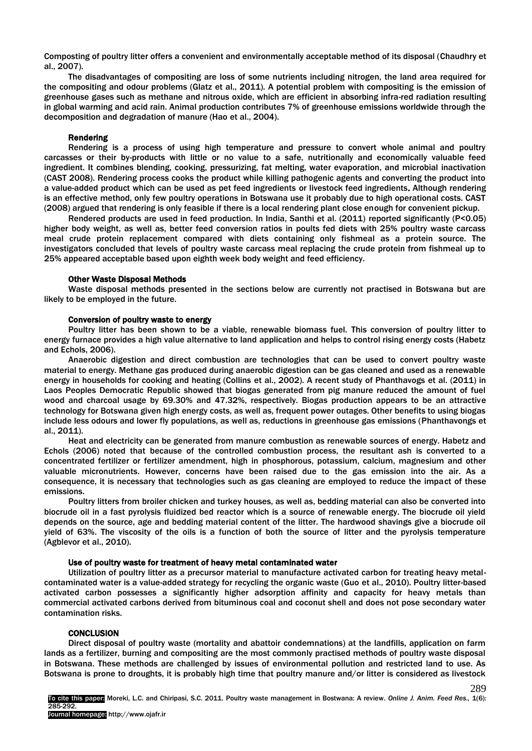Composting of poultry litter offers a convenient and environmentally acceptable method of its disposal (Chaudhry et al., 2007).

The disadvantages of compositing are loss of some nutrients including nitrogen, the land area required for the compositing and odour problems (Glatz et al., 2011). A potential problem with compositing is the emission of greenhouse gases such as methane and nitrous oxide, which are efficient in absorbing infra-red radiation resulting in global warming and acid rain. Animal production contributes 7% of greenhouse emissions worldwide through the decomposition and degradation of manure (Hao et al., 2004).

### Rendering

Rendering is a process of using high temperature and pressure to convert whole animal and poultry carcasses or their by-products with little or no value to a safe, nutritionally and economically valuable feed ingredient. It combines blending, cooking, pressurizing, fat melting, water evaporation, and microbial inactivation (CAST 2008). Rendering process cooks the product while killing pathogenic agents and converting the product into a value-added product which can be used as pet feed ingredients or livestock feed ingredients. Although rendering is an effective method, only few poultry operations in Botswana use it probably due to high operational costs. CAST (2008) argued that rendering is only feasible if there is a local rendering plant close enough for convenient pickup.

Rendered products are used in feed production. In India, Santhi et al. (2011) reported significantly ($P<0.05$) higher body weight, as well as, better feed conversion ratios in poults fed diets with 25% poultry waste carcass meal crude protein replacement compared with diets containing only fishmeal as a protein source. The investigators concluded that levels of poultry waste carcass meal replacing the crude protein from fishmeal up to 25% appeared acceptable based upon eighth week body weight and feed efficiency.

### Other Waste Disposal Methods

Waste disposal methods presented in the sections below are currently not practised in Botswana but are likely to be employed in the future.

#### Conversion of poultry waste to energy

Poultry litter has been shown to be a viable, renewable biomass fuel. This conversion of poultry litter to energy furnace provides a high value alternative to land application and helps to control rising energy costs (Habetz and Echols, 2006).

Anaerobic digestion and direct combustion are technologies that can be used to convert poultry waste material to energy. Methane gas produced during anaerobic digestion can be gas cleaned and used as a renewable energy in households for cooking and heating (Collins et al., 2002). A recent study of Phanthavogs et al. (2011) in Laos Peoples Democratic Republic showed that biogas generated from pig manure reduced the amount of fuel wood and charcoal usage by 69.30% and 47.32%, respectively. Biogas production appears to be an attractive technology for Botswana given high energy costs, as well as, frequent power outages. Other benefits to using biogas include less odours and lower fly populations, as well as, reductions in greenhouse gas emissions (Phanthavongs et al., 2011).

Heat and electricity can be generated from manure combustion as renewable sources of energy. Habetz and Echols (2006) noted that because of the controlled combustion process, the resultant ash is converted to a concentrated fertilizer or fertilizer amendment, high in phosphorous, potassium, calcium, magnesium and other valuable micronutrients. However, concerns have been raised due to the gas emission into the air. As a consequence, it is necessary that technologies such as gas cleaning are employed to reduce the impact of these emissions.

Poultry litters from broiler chicken and turkey houses, as well as, bedding material can also be converted into biocrude oil in a fast pyrolysis fluidized bed reactor which is a source of renewable energy. The biocrude oil yield depends on the source, age and bedding material content of the litter. The hardwood shavings give a biocrude oil yield of 63%. The viscosity of the oils is a function of both the source of litter and the pyrolysis temperature (Agblevor et al., 2010).

#### Use of poultry waste for treatment of heavy metal contaminated water

Utilization of poultry litter as a precursor material to manufacture activated carbon for treating heavy metal-contaminated water is a value-added strategy for recycling the organic waste (Guo et al., 2010). Poultry litter-based activated carbon possesses a significantly higher adsorption affinity and capacity for heavy metals than commercial activated carbons derived from bituminous coal and coconut shell and does not pose secondary water contamination risks.

## CONCLUSION

Direct disposal of poultry waste (mortality and abattoir condemnations) at the landfills, application on farm lands as a fertilizer, burning and compositing are the most commonly practised methods of poultry waste disposal in Botswana. These methods are challenged by issues of environmental pollution and restricted land to use. As Botswana is prone to droughts, it is probably high time that poultry manure and/or litter is considered as livestock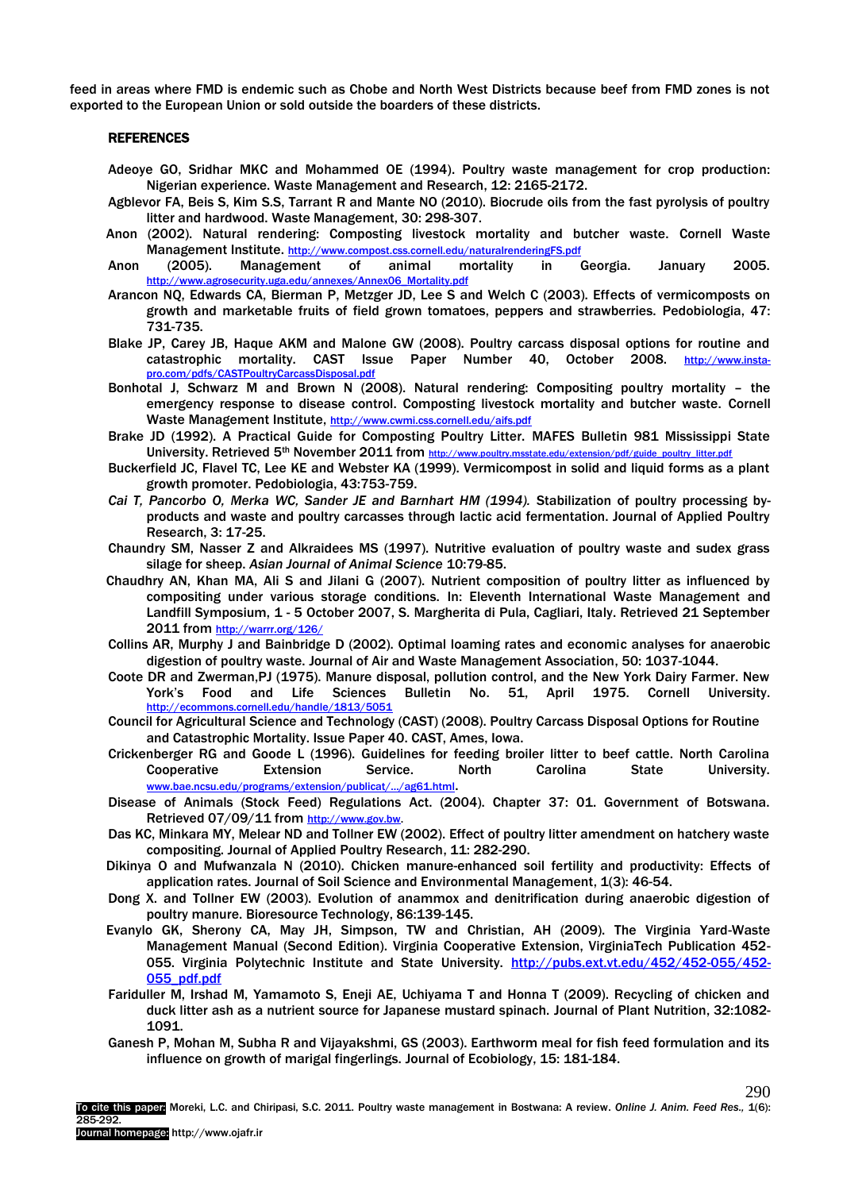feed in areas where FMD is endemic such as Chobe and North West Districts because beef from FMD zones is not exported to the European Union or sold outside the boarders of these districts.

## REFERENCES

Adeoye GO, Sridhar MKC and Mohammed OE (1994). Poultry waste management for crop production: Nigerian experience. Waste Management and Research, 12: 2165-2172.

Agblevor FA, Beis S, Kim S.S, Tarrant R and Mante NO (2010). Biocrude oils from the fast pyrolysis of poultry litter and hardwood. Waste Management, 30: 298-307.

Anon (2002). Natural rendering: Composting livestock mortality and butcher waste. Cornell Waste Management Institute. http://www.compost.css.cornell.edu/naturalrenderingFS.pdf

Anon (2005). Management of animal mortality in Georgia. January 2005. http://www.agrosecurity.uga.edu/annexes/Annex06_Mortality.pdf

Arancon NQ, Edwards CA, Bierman P, Metzger JD, Lee S and Welch C (2003). Effects of vermicomposts on growth and marketable fruits of field grown tomatoes, peppers and strawberries. Pedobiologia, 47: 731-735.

Blake JP, Carey JB, Haque AKM and Malone GW (2008). Poultry carcass disposal options for routine and catastrophic mortality. CAST Issue Paper Number 40, October 2008. http://www.insta-pro.com/pdfs/CASTPoultryCarcassDisposal.pdf

Bonhotal J, Schwarz M and Brown N (2008). Natural rendering: Compositing poultry mortality – the emergency response to disease control. Composting livestock mortality and butcher waste. Cornell Waste Management Institute, http://www.cwmi.css.cornell.edu/aifs.pdf

Brake JD (1992). A Practical Guide for Composting Poultry Litter. MAFES Bulletin 981 Mississippi State University. Retrieved 5th November 2011 from http://www.poultry.msstate.edu/extension/pdf/guide_poultry_litter.pdf

Buckerfield JC, Flavel TC, Lee KE and Webster KA (1999). Vermicompost in solid and liquid forms as a plant growth promoter. Pedobiologia, 43:753-759.

*Cai T, Pancorbo O, Merka WC, Sander JE and Barnhart HM (1994).* Stabilization of poultry processing by-products and waste and poultry carcasses through lactic acid fermentation. Journal of Applied Poultry Research, 3: 17-25.

Chaundry SM, Nasser Z and Alkraidees MS (1997). Nutritive evaluation of poultry waste and sudex grass silage for sheep. *Asian Journal of Animal Science* 10:79-85.

Chaudhry AN, Khan MA, Ali S and Jilani G (2007). Nutrient composition of poultry litter as influenced by compositing under various storage conditions. In: Eleventh International Waste Management and Landfill Symposium, 1 - 5 October 2007, S. Margherita di Pula, Cagliari, Italy. Retrieved 21 September 2011 from http://warrr.org/126/

Collins AR, Murphy J and Bainbridge D (2002). Optimal loaming rates and economic analyses for anaerobic digestion of poultry waste. Journal of Air and Waste Management Association, 50: 1037-1044.

Coote DR and Zwerman,PJ (1975). Manure disposal, pollution control, and the New York Dairy Farmer. New York's Food and Life Sciences Bulletin No. 51, April 1975. Cornell University. http://ecommons.cornell.edu/handle/1813/5051

Council for Agricultural Science and Technology (CAST) (2008). Poultry Carcass Disposal Options for Routine and Catastrophic Mortality. Issue Paper 40. CAST, Ames, Iowa.

Crickenberger RG and Goode L (1996). Guidelines for feeding broiler litter to beef cattle. North Carolina Cooperative Extension Service. North Carolina State University. www.bae.ncsu.edu/programs/extension/publicat/.../ag61.html.

Disease of Animals (Stock Feed) Regulations Act. (2004). Chapter 37: 01. Government of Botswana. Retrieved 07/09/11 from http://www.gov.bw.

Das KC, Minkara MY, Melear ND and Tollner EW (2002). Effect of poultry litter amendment on hatchery waste compositing. Journal of Applied Poultry Research, 11: 282-290.

Dikinya O and Mufwanzala N (2010). Chicken manure-enhanced soil fertility and productivity: Effects of application rates. Journal of Soil Science and Environmental Management, 1(3): 46-54.

Dong X. and Tollner EW (2003). Evolution of anammox and denitrification during anaerobic digestion of poultry manure. Bioresource Technology, 86:139-145.

Evanylo GK, Sherony CA, May JH, Simpson, TW and Christian, AH (2009). The Virginia Yard-Waste Management Manual (Second Edition). Virginia Cooperative Extension, VirginiaTech Publication 452-055. Virginia Polytechnic Institute and State University. http://pubs.ext.vt.edu/452/452-055/452-055_pdf.pdf

Fariduller M, Irshad M, Yamamoto S, Eneji AE, Uchiyama T and Honna T (2009). Recycling of chicken and duck litter ash as a nutrient source for Japanese mustard spinach. Journal of Plant Nutrition, 32:1082-1091.

Ganesh P, Mohan M, Subha R and Vijayakshmi, GS (2003). Earthworm meal for fish feed formulation and its influence on growth of marigal fingerlings. Journal of Ecobiology, 15: 181-184.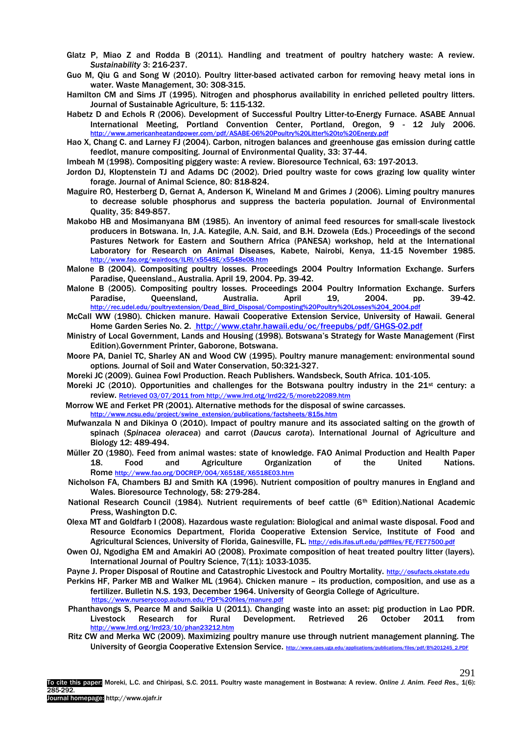Glatz P, Miao Z and Rodda B (2011). Handling and treatment of poultry hatchery waste: A review. *Sustainability* 3: 216-237.

Guo M, Qiu G and Song W (2010). Poultry litter-based activated carbon for removing heavy metal ions in water. Waste Management, 30: 308-315.

Hamilton CM and Sims JT (1995). Nitrogen and phosphorus availability in enriched pelleted poultry litters. Journal of Sustainable Agriculture, 5: 115-132.

Habetz D and Echols R (2006). Development of Successful Poultry Litter-to-Energy Furnace. ASABE Annual International Meeting, Portland Convention Center, Portland, Oregon, 9 - 12 July 2006. http://www.americanheatandpower.com/pdf/ASABE-06%20Poultry%20Litter%20to%20Energy.pdf

Hao X, Chang C. and Larney FJ (2004). Carbon, nitrogen balances and greenhouse gas emission during cattle feedlot, manure compositing. Journal of Environmental Quality, 33: 37-44.

Imbeah M (1998). Compositing piggery waste: A review. Bioresource Technical, 63: 197-2013.

Jordon DJ, Kloptenstein TJ and Adams DC (2002). Dried poultry waste for cows grazing low quality winter forage. Journal of Animal Science, 80: 818-824.

Maguire RO, Hesterberg D, Gernat A, Anderson K, Wineland M and Grimes J (2006). Liming poultry manures to decrease soluble phosphorus and suppress the bacteria population. Journal of Environmental Quality, 35: 849-857.

Makobo HB and Mosimanyana BM (1985). An inventory of animal feed resources for small-scale livestock producers in Botswana. In, J.A. Kategile, A.N. Said, and B.H. Dzowela (Eds.) Proceedings of the second Pastures Network for Eastern and Southern Africa (PANESA) workshop, held at the International Laboratory for Research on Animal Diseases, Kabete, Nairobi, Kenya, 11-15 November 1985. http://www.fao.org/wairdocs/ILRI/x5548E/x5548e08.htm

Malone B (2004). Compositing poultry losses. Proceedings 2004 Poultry Information Exchange. Surfers Paradise, Queensland., Australia. April 19, 2004. Pp. 39-42.

Malone B (2005). Compositing poultry losses. Proceedings 2004 Poultry Information Exchange. Surfers Paradise, Queensland, Australia. April 19, 2004. pp. 39-42. http://rec.udel.edu/poultryextension/Dead_Bird_Disposal/Composting%20Poultry%20Losses%204_2004.pdf

McCall WW (1980). Chicken manure. Hawaii Cooperative Extension Service, University of Hawaii. General Home Garden Series No. 2. http://www.ctahr.hawaii.edu/oc/freepubs/pdf/GHGS-02.pdf

Ministry of Local Government, Lands and Housing (1998). Botswana's Strategy for Waste Management (First Edition).Government Printer, Gaborone, Botswana.

Moore PA, Daniel TC, Sharley AN and Wood CW (1995). Poultry manure management: environmental sound options. Journal of Soil and Water Conservation, 50:321-327.

Moreki JC (2009). Guinea Fowl Production. Reach Publishers. Wandsbeck, South Africa. 101-105.

Moreki JC (2010). Opportunities and challenges for the Botswana poultry industry in the 21st century: a review. Retrieved 03/07/2011 from http://www.lrrd.otg/lrrd22/5/moreb22089.htm

Morrow WE and Ferket PR (2001). Alternative methods for the disposal of swine carcasses. http://www.ncsu.edu/project/swine_extension/publications/factsheets/815s.htm

Mufwanzala N and Dikinya O (2010). Impact of poultry manure and its associated salting on the growth of spinach (*Spinacea oleracea*) and carrot (*Daucus carota*). International Journal of Agriculture and Biology 12: 489-494.

Müller ZO (1980). Feed from animal wastes: state of knowledge. FAO Animal Production and Health Paper 18. Food and Agriculture Organization of the United Nations. Rome http://www.fao.org/DOCREP/004/X6518E/X6518E03.htm

Nicholson FA, Chambers BJ and Smith KA (1996). Nutrient composition of poultry manures in England and Wales. Bioresource Technology, 58: 279-284.

National Research Council (1984). Nutrient requirements of beef cattle (6th Edition).National Academic Press, Washington D.C.

Olexa MT and Goldfarb I (2008). Hazardous waste regulation: Biological and animal waste disposal. Food and Resource Economics Department, Florida Cooperative Extension Service, Institute of Food and Agricultural Sciences, University of Florida, Gainesville, FL. http://edis.ifas.ufl.edu/pdffiles/FE/FE77500.pdf

Owen OJ, Ngodigha EM and Amakiri AO (2008). Proximate composition of heat treated poultry litter (layers). International Journal of Poultry Science, 7(11): 1033-1035.

Payne J. Proper Disposal of Routine and Catastrophic Livestock and Poultry Mortality. http://osufacts.okstate.edu

Perkins HF, Parker MB and Walker ML (1964). Chicken manure – its production, composition, and use as a fertilizer. Bulletin N.S. 193, December 1964. University of Georgia College of Agriculture. https://www.nurserycoop.auburn.edu/PDF%20files/manure.pdf

Phanthavongs S, Pearce M and Saikia U (2011). Changing waste into an asset: pig production in Lao PDR. Livestock Research for Rural Development. Retrieved 26 October 2011 from http://www.lrrd.org/lrrd23/10/phan23212.htm

Ritz CW and Merka WC (2009). Maximizing poultry manure use through nutrient management planning. The University of Georgia Cooperative Extension Service. http://www.caes.uga.edu/applications/publications/files/pdf/B%201245_2.PDF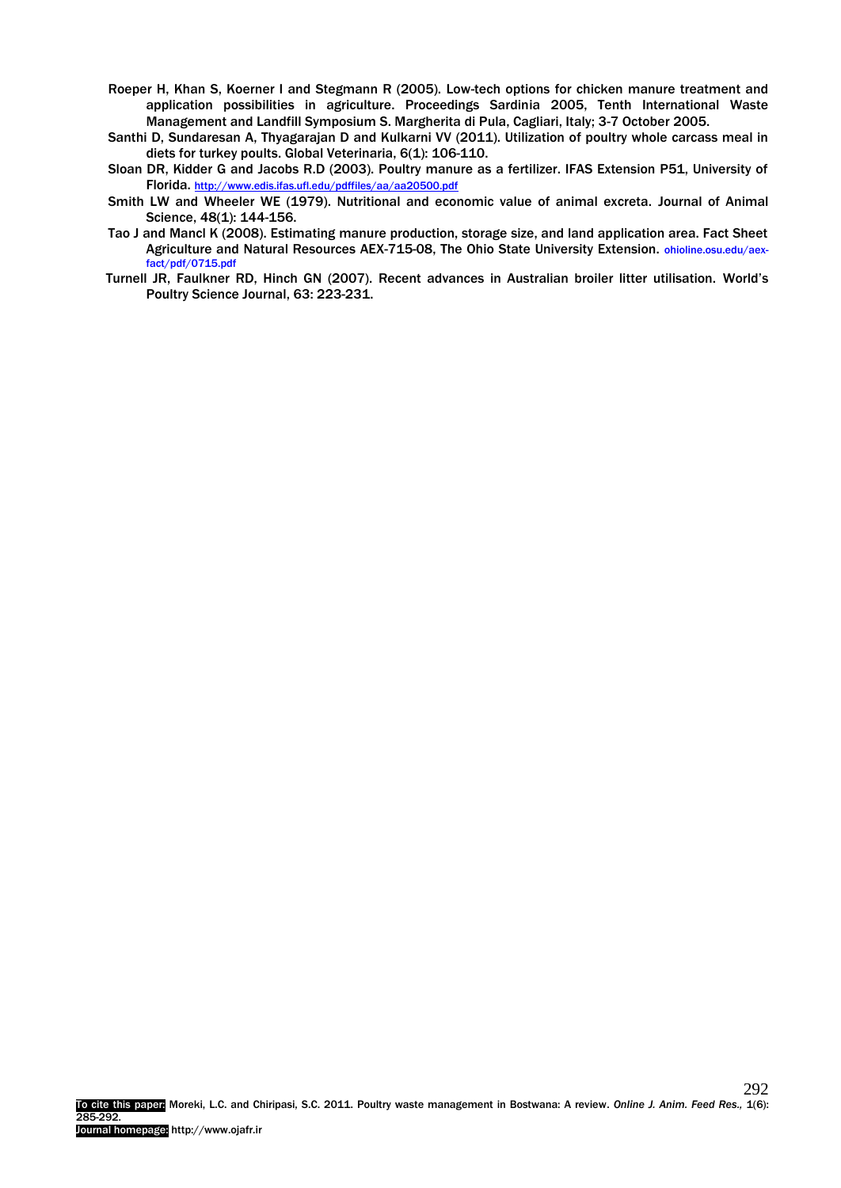Roeper H, Khan S, Koerner I and Stegmann R (2005). Low-tech options for chicken manure treatment and application possibilities in agriculture. Proceedings Sardinia 2005, Tenth International Waste Management and Landfill Symposium S. Margherita di Pula, Cagliari, Italy; 3-7 October 2005.

Santhi D, Sundaresan A, Thyagarajan D and Kulkarni VV (2011). Utilization of poultry whole carcass meal in diets for turkey poults. Global Veterinaria, 6(1): 106-110.

Sloan DR, Kidder G and Jacobs R.D (2003). Poultry manure as a fertilizer. IFAS Extension P51, University of Florida. http://www.edis.ifas.ufl.edu/pdffiles/aa/aa20500.pdf

Smith LW and Wheeler WE (1979). Nutritional and economic value of animal excreta. Journal of Animal Science, 48(1): 144-156.

Tao J and Mancl K (2008). Estimating manure production, storage size, and land application area. Fact Sheet Agriculture and Natural Resources AEX-715-08, The Ohio State University Extension. ohioline.osu.edu/aex-fact/pdf/0715.pdf

Turnell JR, Faulkner RD, Hinch GN (2007). Recent advances in Australian broiler litter utilisation. World's Poultry Science Journal, 63: 223-231.